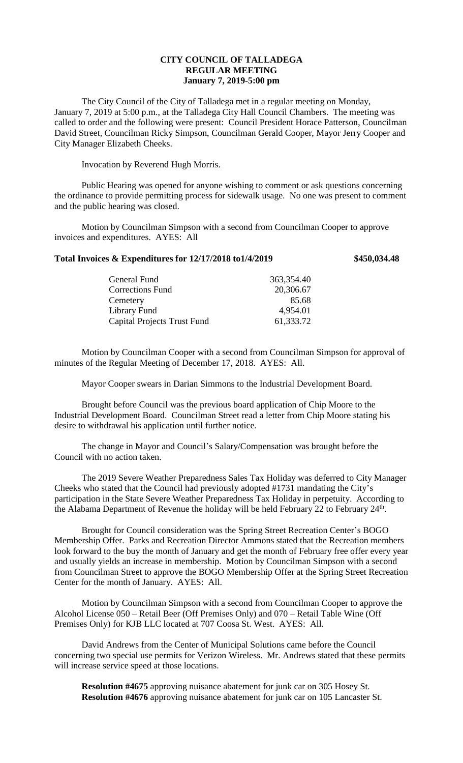# CITY COUNCIL OF TALLADEGA
## REGULAR MEETING
### January 7, 2019-5:00 pm

The City Council of the City of Talladega met in a regular meeting on Monday, January 7, 2019 at 5:00 p.m., at the Talladega City Hall Council Chambers. The meeting was called to order and the following were present: Council President Horace Patterson, Councilman David Street, Councilman Ricky Simpson, Councilman Gerald Cooper, Mayor Jerry Cooper and City Manager Elizabeth Cheeks.

Invocation by Reverend Hugh Morris.

Public Hearing was opened for anyone wishing to comment or ask questions concerning the ordinance to provide permitting process for sidewalk usage. No one was present to comment and the public hearing was closed.

Motion by Councilman Simpson with a second from Councilman Cooper to approve invoices and expenditures. AYES: All

**Total Invoices & Expenditures for 12/17/2018 to1/4/2019 $450,034.48**

| | |
|---|---|
| General Fund | 363,354.40 |
| Corrections Fund | 20,306.67 |
| Cemetery | 85.68 |
| Library Fund | 4,954.01 |
| Capital Projects Trust Fund | 61,333.72 |

Motion by Councilman Cooper with a second from Councilman Simpson for approval of minutes of the Regular Meeting of December 17, 2018. AYES: All.

Mayor Cooper swears in Darian Simmons to the Industrial Development Board.

Brought before Council was the previous board application of Chip Moore to the Industrial Development Board. Councilman Street read a letter from Chip Moore stating his desire to withdrawal his application until further notice.

The change in Mayor and Council's Salary/Compensation was brought before the Council with no action taken.

The 2019 Severe Weather Preparedness Sales Tax Holiday was deferred to City Manager Cheeks who stated that the Council had previously adopted #1731 mandating the City's participation in the State Severe Weather Preparedness Tax Holiday in perpetuity. According to the Alabama Department of Revenue the holiday will be held February 22 to February 24th.

Brought for Council consideration was the Spring Street Recreation Center's BOGO Membership Offer. Parks and Recreation Director Ammons stated that the Recreation members look forward to the buy the month of January and get the month of February free offer every year and usually yields an increase in membership. Motion by Councilman Simpson with a second from Councilman Street to approve the BOGO Membership Offer at the Spring Street Recreation Center for the month of January. AYES: All.

Motion by Councilman Simpson with a second from Councilman Cooper to approve the Alcohol License 050 – Retail Beer (Off Premises Only) and 070 – Retail Table Wine (Off Premises Only) for KJB LLC located at 707 Coosa St. West. AYES: All.

David Andrews from the Center of Municipal Solutions came before the Council concerning two special use permits for Verizon Wireless. Mr. Andrews stated that these permits will increase service speed at those locations.

**Resolution #4675** approving nuisance abatement for junk car on 305 Hosey St.
**Resolution #4676** approving nuisance abatement for junk car on 105 Lancaster St.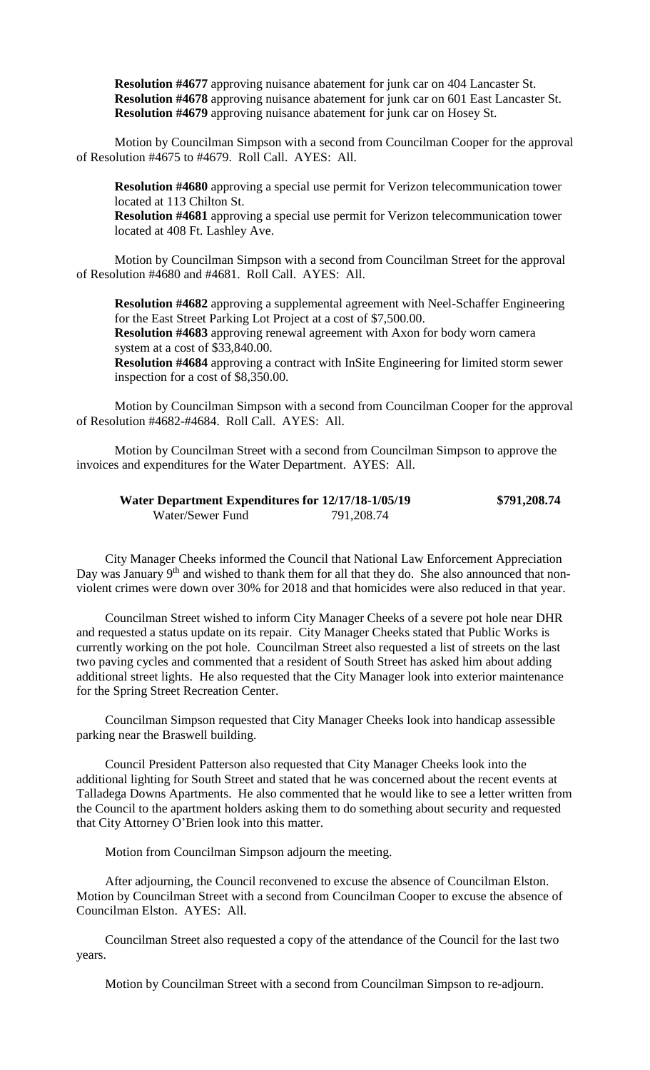**Resolution #4677** approving nuisance abatement for junk car on 404 Lancaster St.
**Resolution #4678** approving nuisance abatement for junk car on 601 East Lancaster St.
**Resolution #4679** approving nuisance abatement for junk car on Hosey St.

Motion by Councilman Simpson with a second from Councilman Cooper for the approval of Resolution #4675 to #4679. Roll Call. AYES: All.

**Resolution #4680** approving a special use permit for Verizon telecommunication tower located at 113 Chilton St.
**Resolution #4681** approving a special use permit for Verizon telecommunication tower located at 408 Ft. Lashley Ave.

Motion by Councilman Simpson with a second from Councilman Street for the approval of Resolution #4680 and #4681. Roll Call. AYES: All.

**Resolution #4682** approving a supplemental agreement with Neel-Schaffer Engineering for the East Street Parking Lot Project at a cost of $7,500.00.
**Resolution #4683** approving renewal agreement with Axon for body worn camera system at a cost of $33,840.00.
**Resolution #4684** approving a contract with InSite Engineering for limited storm sewer inspection for a cost of $8,350.00.

Motion by Councilman Simpson with a second from Councilman Cooper for the approval of Resolution #4682-#4684. Roll Call. AYES: All.

Motion by Councilman Street with a second from Councilman Simpson to approve the invoices and expenditures for the Water Department. AYES: All.

| **Water Department Expenditures for 12/17/18-1/05/19** | | **$791,208.74** |
|---|---|---|
| Water/Sewer Fund | 791,208.74 | |

City Manager Cheeks informed the Council that National Law Enforcement Appreciation Day was January 9th and wished to thank them for all that they do. She also announced that non-violent crimes were down over 30% for 2018 and that homicides were also reduced in that year.

Councilman Street wished to inform City Manager Cheeks of a severe pot hole near DHR and requested a status update on its repair. City Manager Cheeks stated that Public Works is currently working on the pot hole. Councilman Street also requested a list of streets on the last two paving cycles and commented that a resident of South Street has asked him about adding additional street lights. He also requested that the City Manager look into exterior maintenance for the Spring Street Recreation Center.

Councilman Simpson requested that City Manager Cheeks look into handicap assessible parking near the Braswell building.

Council President Patterson also requested that City Manager Cheeks look into the additional lighting for South Street and stated that he was concerned about the recent events at Talladega Downs Apartments. He also commented that he would like to see a letter written from the Council to the apartment holders asking them to do something about security and requested that City Attorney O'Brien look into this matter.

Motion from Councilman Simpson adjourn the meeting.

After adjourning, the Council reconvened to excuse the absence of Councilman Elston. Motion by Councilman Street with a second from Councilman Cooper to excuse the absence of Councilman Elston. AYES: All.

Councilman Street also requested a copy of the attendance of the Council for the last two years.

Motion by Councilman Street with a second from Councilman Simpson to re-adjourn.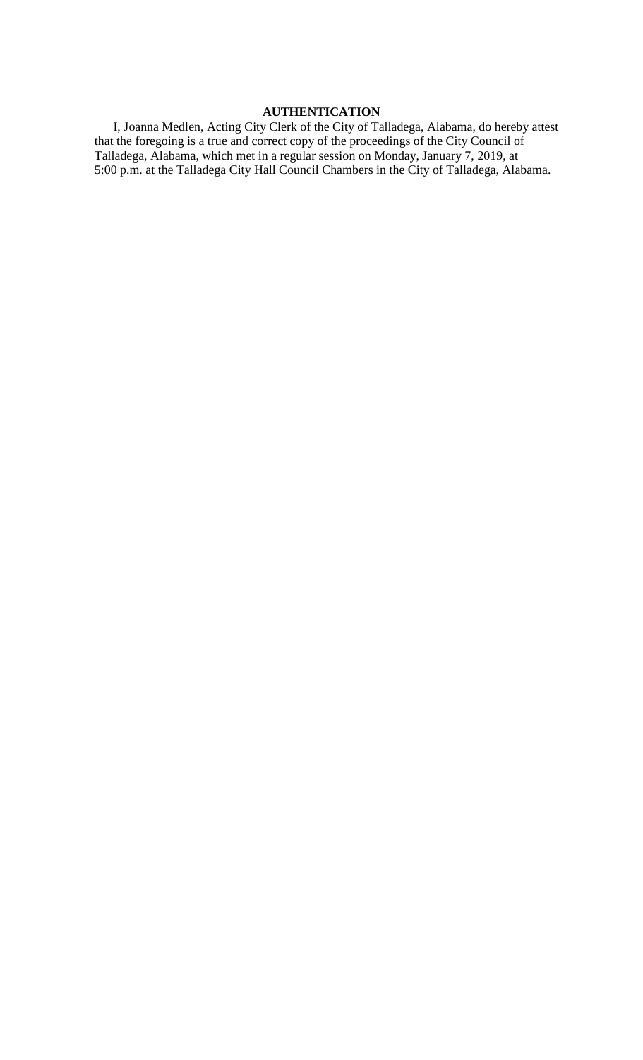**AUTHENTICATION**

I, Joanna Medlen, Acting City Clerk of the City of Talladega, Alabama, do hereby attest that the foregoing is a true and correct copy of the proceedings of the City Council of Talladega, Alabama, which met in a regular session on Monday, January 7, 2019, at 5:00 p.m. at the Talladega City Hall Council Chambers in the City of Talladega, Alabama.